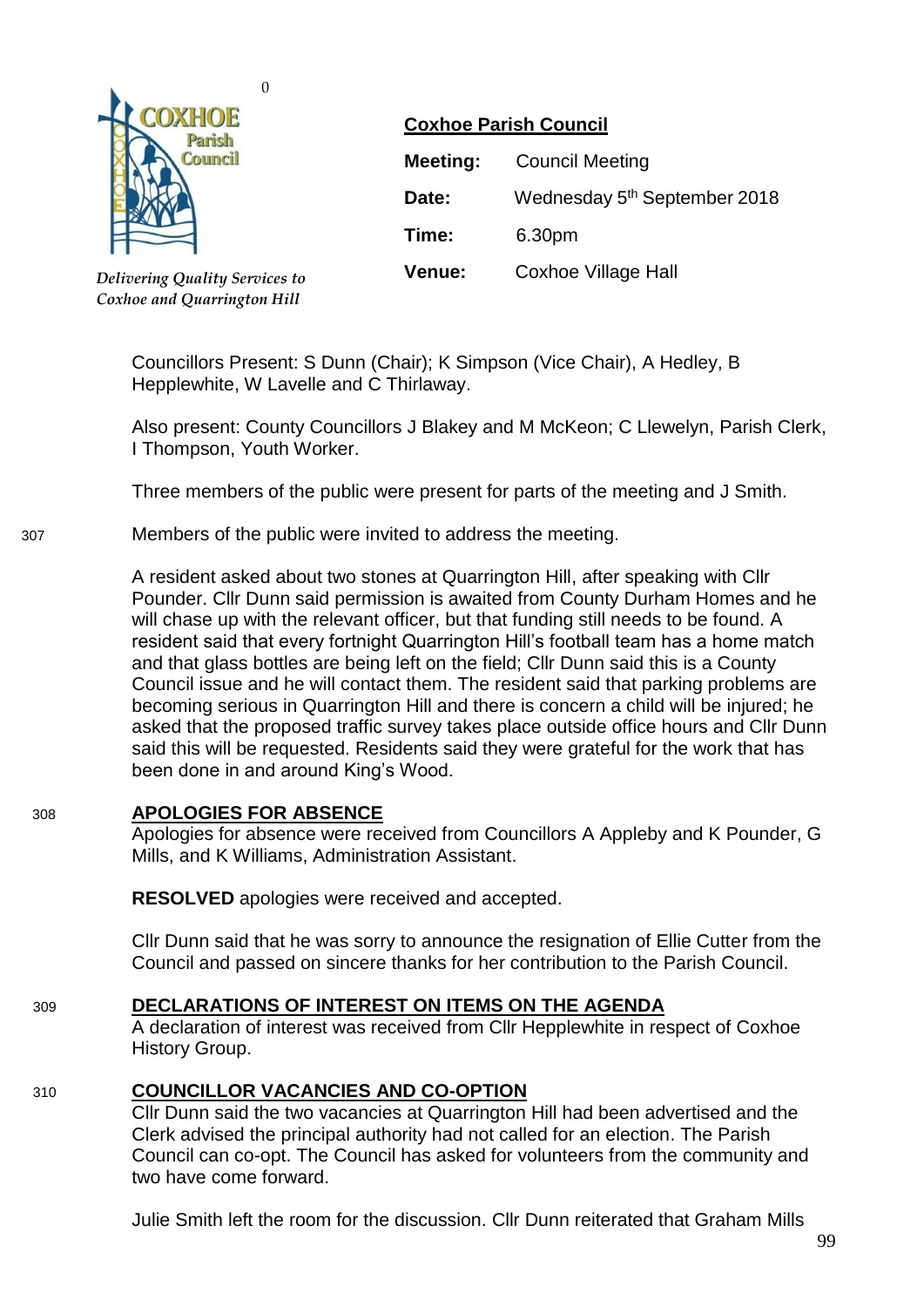Delivering Quality Services to Coxhoe and Quarrington Hill

**Coxhoe Parish Council**

| | |
|---|---|
| **Meeting:** | Council Meeting |
| **Date:** | Wednesday 5th September 2018 |
| **Time:** | 6.30pm |
| **Venue:** | Coxhoe Village Hall |

Councillors Present: S Dunn (Chair); K Simpson (Vice Chair), A Hedley, B Hepplewhite, W Lavelle and C Thirlaway.

Also present: County Councillors J Blakey and M McKeon; C Llewelyn, Parish Clerk, I Thompson, Youth Worker.

Three members of the public were present for parts of the meeting and J Smith.

307 Members of the public were invited to address the meeting.

A resident asked about two stones at Quarrington Hill, after speaking with Cllr Pounder. Cllr Dunn said permission is awaited from County Durham Homes and he will chase up with the relevant officer, but that funding still needs to be found. A resident said that every fortnight Quarrington Hill's football team has a home match and that glass bottles are being left on the field; Cllr Dunn said this is a County Council issue and he will contact them. The resident said that parking problems are becoming serious in Quarrington Hill and there is concern a child will be injured; he asked that the proposed traffic survey takes place outside office hours and Cllr Dunn said this will be requested. Residents said they were grateful for the work that has been done in and around King's Wood.

308 **APOLOGIES FOR ABSENCE**

Apologies for absence were received from Councillors A Appleby and K Pounder, G Mills, and K Williams, Administration Assistant.

**RESOLVED** apologies were received and accepted.

Cllr Dunn said that he was sorry to announce the resignation of Ellie Cutter from the Council and passed on sincere thanks for her contribution to the Parish Council.

309 **DECLARATIONS OF INTEREST ON ITEMS ON THE AGENDA**

A declaration of interest was received from Cllr Hepplewhite in respect of Coxhoe History Group.

310 **COUNCILLOR VACANCIES AND CO-OPTION**

Cllr Dunn said the two vacancies at Quarrington Hill had been advertised and the Clerk advised the principal authority had not called for an election. The Parish Council can co-opt. The Council has asked for volunteers from the community and two have come forward.

Julie Smith left the room for the discussion. Cllr Dunn reiterated that Graham Mills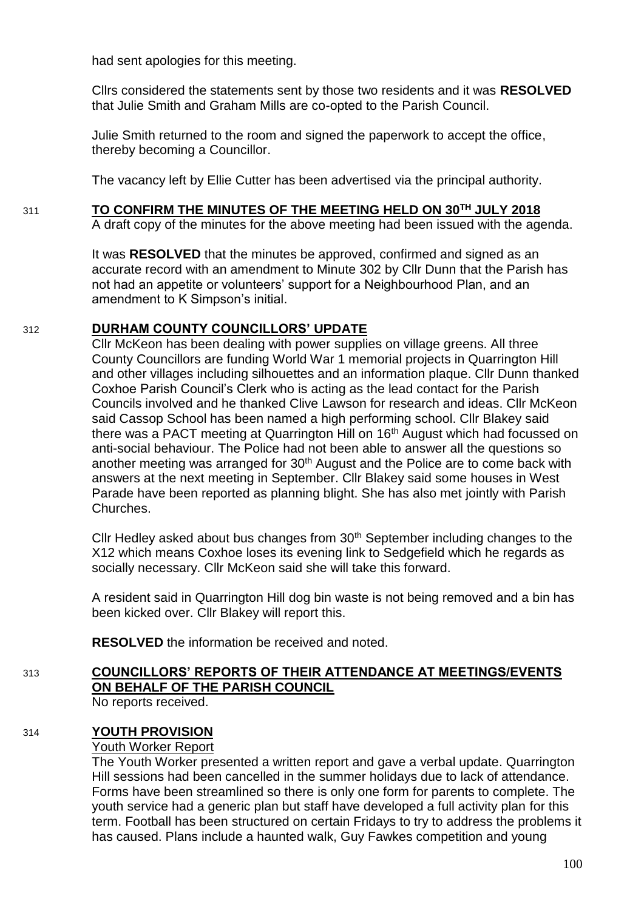had sent apologies for this meeting.

Cllrs considered the statements sent by those two residents and it was **RESOLVED** that Julie Smith and Graham Mills are co-opted to the Parish Council.

Julie Smith returned to the room and signed the paperwork to accept the office, thereby becoming a Councillor.

The vacancy left by Ellie Cutter has been advertised via the principal authority.

## 311 TO CONFIRM THE MINUTES OF THE MEETING HELD ON 30TH JULY 2018

A draft copy of the minutes for the above meeting had been issued with the agenda.

It was **RESOLVED** that the minutes be approved, confirmed and signed as an accurate record with an amendment to Minute 302 by Cllr Dunn that the Parish has not had an appetite or volunteers' support for a Neighbourhood Plan, and an amendment to K Simpson's initial.

## 312 DURHAM COUNTY COUNCILLORS' UPDATE

Cllr McKeon has been dealing with power supplies on village greens. All three County Councillors are funding World War 1 memorial projects in Quarrington Hill and other villages including silhouettes and an information plaque. Cllr Dunn thanked Coxhoe Parish Council's Clerk who is acting as the lead contact for the Parish Councils involved and he thanked Clive Lawson for research and ideas. Cllr McKeon said Cassop School has been named a high performing school. Cllr Blakey said there was a PACT meeting at Quarrington Hill on 16th August which had focussed on anti-social behaviour. The Police had not been able to answer all the questions so another meeting was arranged for 30th August and the Police are to come back with answers at the next meeting in September. Cllr Blakey said some houses in West Parade have been reported as planning blight. She has also met jointly with Parish Churches.

Cllr Hedley asked about bus changes from 30th September including changes to the X12 which means Coxhoe loses its evening link to Sedgefield which he regards as socially necessary. Cllr McKeon said she will take this forward.

A resident said in Quarrington Hill dog bin waste is not being removed and a bin has been kicked over. Cllr Blakey will report this.

**RESOLVED** the information be received and noted.

## 313 COUNCILLORS' REPORTS OF THEIR ATTENDANCE AT MEETINGS/EVENTS ON BEHALF OF THE PARISH COUNCIL

No reports received.

## 314 YOUTH PROVISION

Youth Worker Report

The Youth Worker presented a written report and gave a verbal update. Quarrington Hill sessions had been cancelled in the summer holidays due to lack of attendance. Forms have been streamlined so there is only one form for parents to complete. The youth service had a generic plan but staff have developed a full activity plan for this term. Football has been structured on certain Fridays to try to address the problems it has caused. Plans include a haunted walk, Guy Fawkes competition and young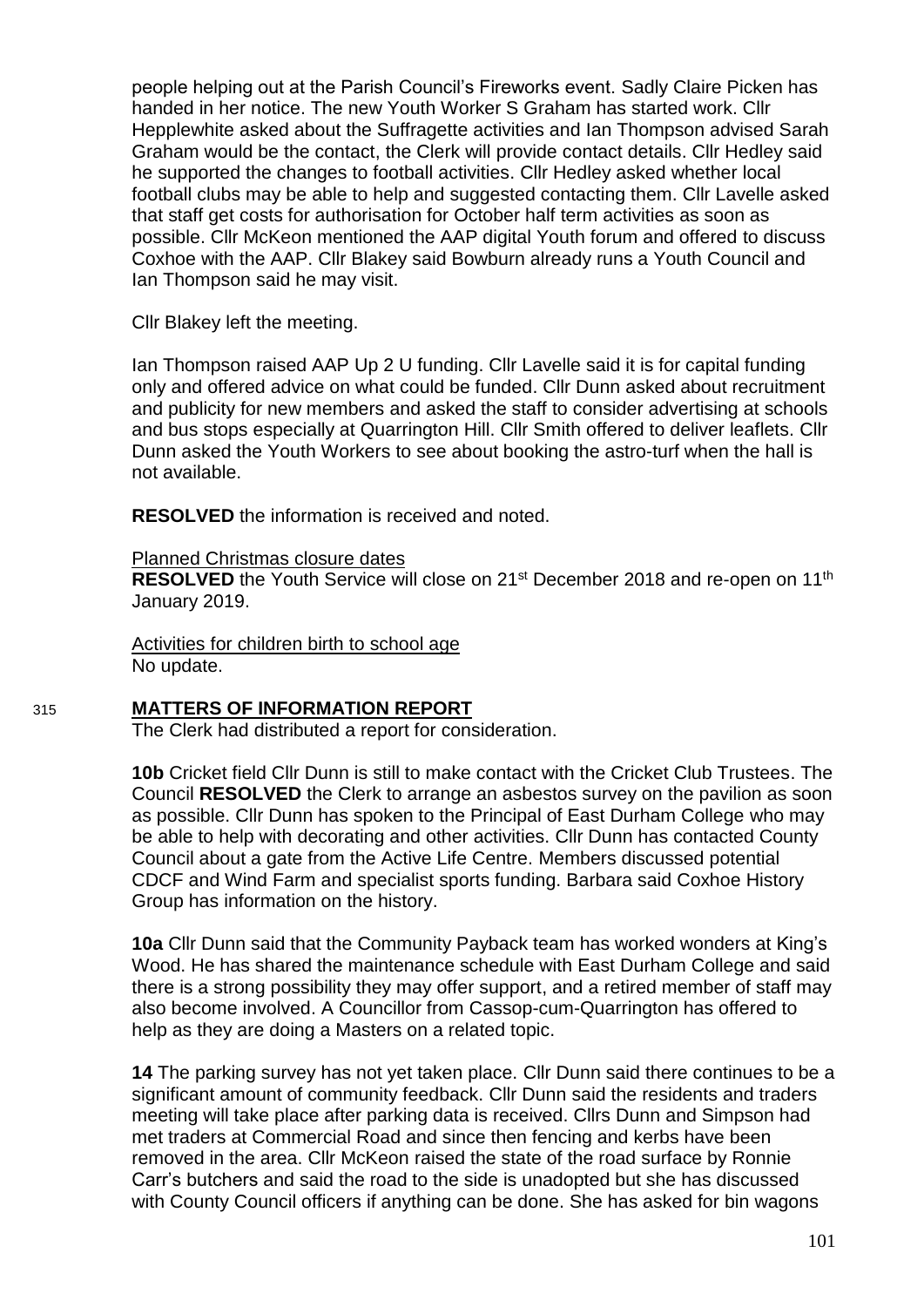people helping out at the Parish Council's Fireworks event. Sadly Claire Picken has handed in her notice. The new Youth Worker S Graham has started work. Cllr Hepplewhite asked about the Suffragette activities and Ian Thompson advised Sarah Graham would be the contact, the Clerk will provide contact details. Cllr Hedley said he supported the changes to football activities. Cllr Hedley asked whether local football clubs may be able to help and suggested contacting them. Cllr Lavelle asked that staff get costs for authorisation for October half term activities as soon as possible. Cllr McKeon mentioned the AAP digital Youth forum and offered to discuss Coxhoe with the AAP. Cllr Blakey said Bowburn already runs a Youth Council and Ian Thompson said he may visit.

Cllr Blakey left the meeting.

Ian Thompson raised AAP Up 2 U funding. Cllr Lavelle said it is for capital funding only and offered advice on what could be funded. Cllr Dunn asked about recruitment and publicity for new members and asked the staff to consider advertising at schools and bus stops especially at Quarrington Hill. Cllr Smith offered to deliver leaflets. Cllr Dunn asked the Youth Workers to see about booking the astro-turf when the hall is not available.

**RESOLVED** the information is received and noted.

Planned Christmas closure dates

**RESOLVED** the Youth Service will close on 21st December 2018 and re-open on 11th January 2019.

Activities for children birth to school age

No update.

315 **MATTERS OF INFORMATION REPORT**

The Clerk had distributed a report for consideration.

**10b** Cricket field Cllr Dunn is still to make contact with the Cricket Club Trustees. The Council **RESOLVED** the Clerk to arrange an asbestos survey on the pavilion as soon as possible. Cllr Dunn has spoken to the Principal of East Durham College who may be able to help with decorating and other activities. Cllr Dunn has contacted County Council about a gate from the Active Life Centre. Members discussed potential CDCF and Wind Farm and specialist sports funding. Barbara said Coxhoe History Group has information on the history.

**10a** Cllr Dunn said that the Community Payback team has worked wonders at King's Wood. He has shared the maintenance schedule with East Durham College and said there is a strong possibility they may offer support, and a retired member of staff may also become involved. A Councillor from Cassop-cum-Quarrington has offered to help as they are doing a Masters on a related topic.

**14** The parking survey has not yet taken place. Cllr Dunn said there continues to be a significant amount of community feedback. Cllr Dunn said the residents and traders meeting will take place after parking data is received. Cllrs Dunn and Simpson had met traders at Commercial Road and since then fencing and kerbs have been removed in the area. Cllr McKeon raised the state of the road surface by Ronnie Carr's butchers and said the road to the side is unadopted but she has discussed with County Council officers if anything can be done. She has asked for bin wagons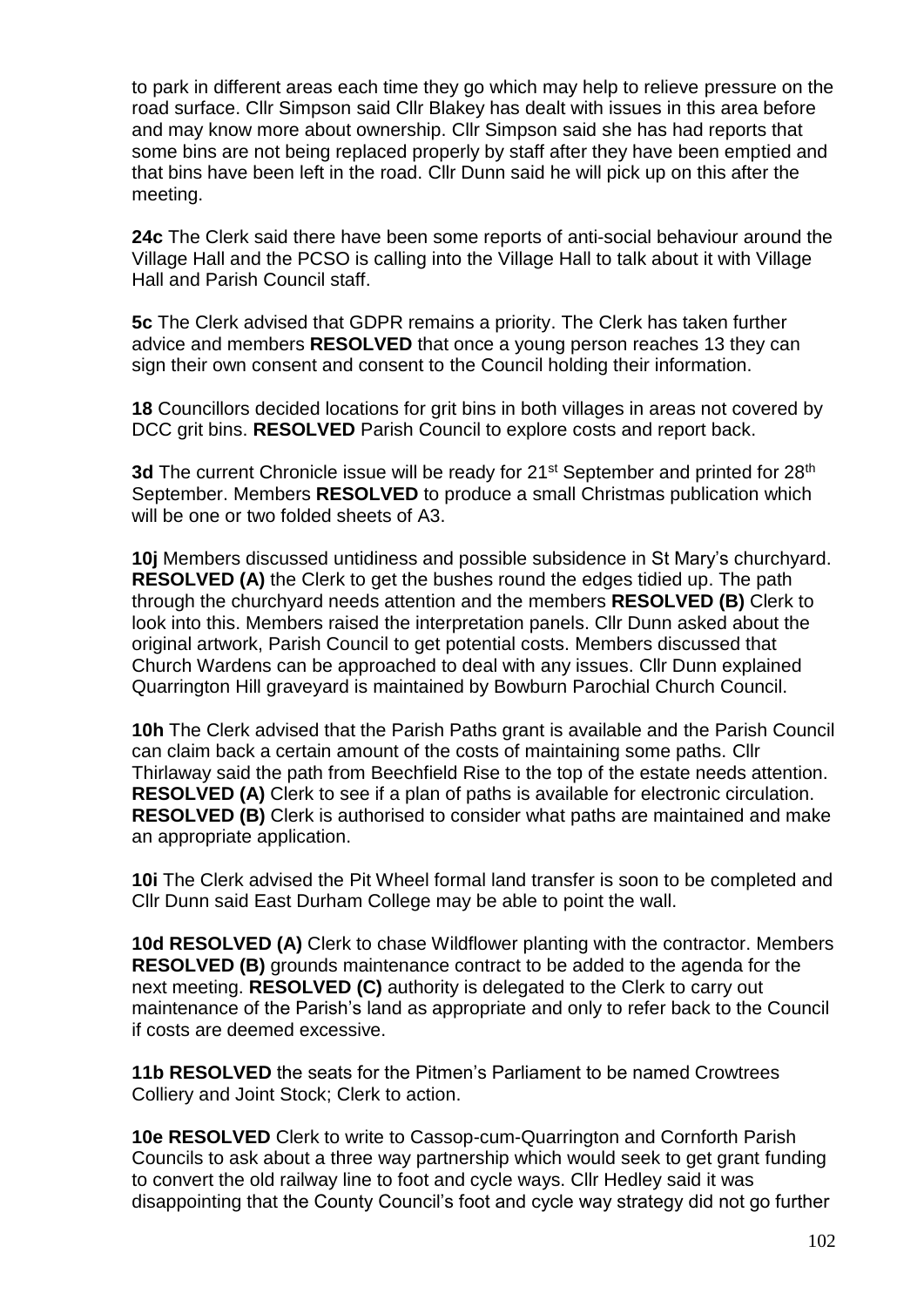to park in different areas each time they go which may help to relieve pressure on the road surface. Cllr Simpson said Cllr Blakey has dealt with issues in this area before and may know more about ownership. Cllr Simpson said she has had reports that some bins are not being replaced properly by staff after they have been emptied and that bins have been left in the road. Cllr Dunn said he will pick up on this after the meeting.

**24c** The Clerk said there have been some reports of anti-social behaviour around the Village Hall and the PCSO is calling into the Village Hall to talk about it with Village Hall and Parish Council staff.

**5c** The Clerk advised that GDPR remains a priority. The Clerk has taken further advice and members **RESOLVED** that once a young person reaches 13 they can sign their own consent and consent to the Council holding their information.

**18** Councillors decided locations for grit bins in both villages in areas not covered by DCC grit bins. **RESOLVED** Parish Council to explore costs and report back.

**3d** The current Chronicle issue will be ready for 21st September and printed for 28th September. Members **RESOLVED** to produce a small Christmas publication which will be one or two folded sheets of A3.

**10j** Members discussed untidiness and possible subsidence in St Mary's churchyard. **RESOLVED (A)** the Clerk to get the bushes round the edges tidied up. The path through the churchyard needs attention and the members **RESOLVED (B)** Clerk to look into this. Members raised the interpretation panels. Cllr Dunn asked about the original artwork, Parish Council to get potential costs. Members discussed that Church Wardens can be approached to deal with any issues. Cllr Dunn explained Quarrington Hill graveyard is maintained by Bowburn Parochial Church Council.

**10h** The Clerk advised that the Parish Paths grant is available and the Parish Council can claim back a certain amount of the costs of maintaining some paths. Cllr Thirlaway said the path from Beechfield Rise to the top of the estate needs attention. **RESOLVED (A)** Clerk to see if a plan of paths is available for electronic circulation. **RESOLVED (B)** Clerk is authorised to consider what paths are maintained and make an appropriate application.

**10i** The Clerk advised the Pit Wheel formal land transfer is soon to be completed and Cllr Dunn said East Durham College may be able to point the wall.

**10d RESOLVED (A)** Clerk to chase Wildflower planting with the contractor. Members **RESOLVED (B)** grounds maintenance contract to be added to the agenda for the next meeting. **RESOLVED (C)** authority is delegated to the Clerk to carry out maintenance of the Parish's land as appropriate and only to refer back to the Council if costs are deemed excessive.

**11b RESOLVED** the seats for the Pitmen's Parliament to be named Crowtrees Colliery and Joint Stock; Clerk to action.

**10e RESOLVED** Clerk to write to Cassop-cum-Quarrington and Cornforth Parish Councils to ask about a three way partnership which would seek to get grant funding to convert the old railway line to foot and cycle ways. Cllr Hedley said it was disappointing that the County Council's foot and cycle way strategy did not go further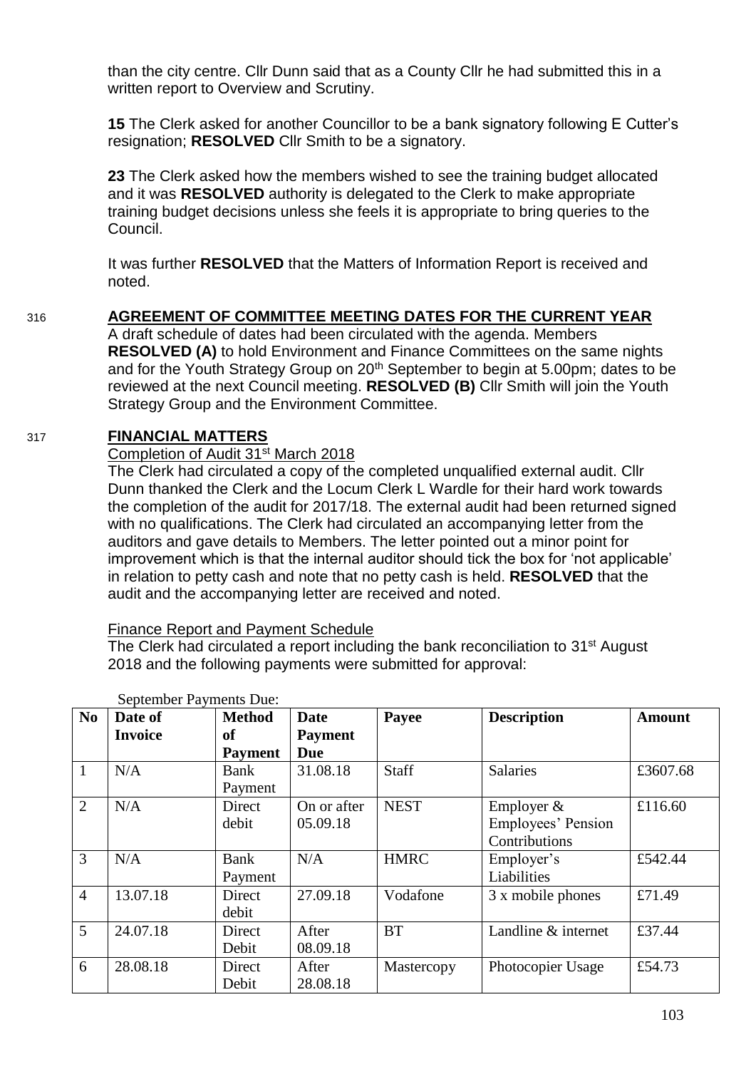than the city centre. Cllr Dunn said that as a County Cllr he had submitted this in a written report to Overview and Scrutiny.

**15** The Clerk asked for another Councillor to be a bank signatory following E Cutter's resignation; **RESOLVED** Cllr Smith to be a signatory.

**23** The Clerk asked how the members wished to see the training budget allocated and it was **RESOLVED** authority is delegated to the Clerk to make appropriate training budget decisions unless she feels it is appropriate to bring queries to the Council.

It was further **RESOLVED** that the Matters of Information Report is received and noted.

## 316 AGREEMENT OF COMMITTEE MEETING DATES FOR THE CURRENT YEAR

A draft schedule of dates had been circulated with the agenda. Members **RESOLVED (A)** to hold Environment and Finance Committees on the same nights and for the Youth Strategy Group on 20th September to begin at 5.00pm; dates to be reviewed at the next Council meeting. **RESOLVED (B)** Cllr Smith will join the Youth Strategy Group and the Environment Committee.

## 317 FINANCIAL MATTERS

Completion of Audit 31st March 2018

The Clerk had circulated a copy of the completed unqualified external audit. Cllr Dunn thanked the Clerk and the Locum Clerk L Wardle for their hard work towards the completion of the audit for 2017/18. The external audit had been returned signed with no qualifications. The Clerk had circulated an accompanying letter from the auditors and gave details to Members. The letter pointed out a minor point for improvement which is that the internal auditor should tick the box for 'not applicable' in relation to petty cash and note that no petty cash is held. **RESOLVED** that the audit and the accompanying letter are received and noted.

Finance Report and Payment Schedule

The Clerk had circulated a report including the bank reconciliation to 31st August 2018 and the following payments were submitted for approval:

September Payments Due:

| No | Date of Invoice | Method of Payment | Date Payment Due | Payee | Description | Amount |
|---|---|---|---|---|---|---|
| 1 | N/A | Bank Payment | 31.08.18 | Staff | Salaries | £3607.68 |
| 2 | N/A | Direct debit | On or after 05.09.18 | NEST | Employer & Employees' Pension Contributions | £116.60 |
| 3 | N/A | Bank Payment | N/A | HMRC | Employer's Liabilities | £542.44 |
| 4 | 13.07.18 | Direct debit | 27.09.18 | Vodafone | 3 x mobile phones | £71.49 |
| 5 | 24.07.18 | Direct Debit | After 08.09.18 | BT | Landline & internet | £37.44 |
| 6 | 28.08.18 | Direct Debit | After 28.08.18 | Mastercopy | Photocopier Usage | £54.73 |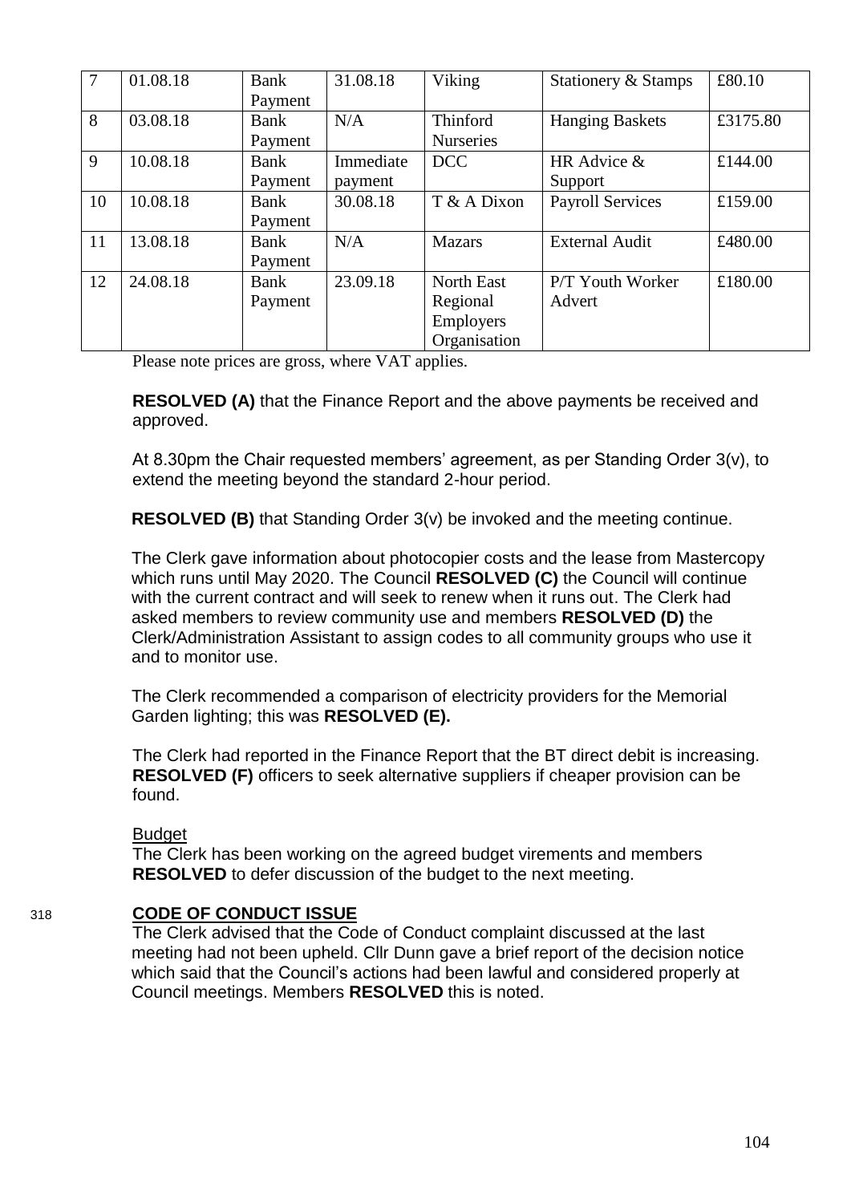| 7 | 01.08.18 | Bank Payment | 31.08.18 | Viking | Stationery & Stamps | £80.10 |
|---|---|---|---|---|---|---|
| 8 | 03.08.18 | Bank Payment | N/A | Thinford Nurseries | Hanging Baskets | £3175.80 |
| 9 | 10.08.18 | Bank Payment | Immediate payment | DCC | HR Advice & Support | £144.00 |
| 10 | 10.08.18 | Bank Payment | 30.08.18 | T & A Dixon | Payroll Services | £159.00 |
| 11 | 13.08.18 | Bank Payment | N/A | Mazars | External Audit | £480.00 |
| 12 | 24.08.18 | Bank Payment | 23.09.18 | North East Regional Employers Organisation | P/T Youth Worker Advert | £180.00 |

Please note prices are gross, where VAT applies.

**RESOLVED (A)** that the Finance Report and the above payments be received and approved.

At 8.30pm the Chair requested members' agreement, as per Standing Order 3(v), to extend the meeting beyond the standard 2-hour period.

**RESOLVED (B)** that Standing Order 3(v) be invoked and the meeting continue.

The Clerk gave information about photocopier costs and the lease from Mastercopy which runs until May 2020. The Council **RESOLVED (C)** the Council will continue with the current contract and will seek to renew when it runs out. The Clerk had asked members to review community use and members **RESOLVED (D)** the Clerk/Administration Assistant to assign codes to all community groups who use it and to monitor use.

The Clerk recommended a comparison of electricity providers for the Memorial Garden lighting; this was **RESOLVED (E).**

The Clerk had reported in the Finance Report that the BT direct debit is increasing. **RESOLVED (F)** officers to seek alternative suppliers if cheaper provision can be found.

Budget

The Clerk has been working on the agreed budget virements and members **RESOLVED** to defer discussion of the budget to the next meeting.

318 **CODE OF CONDUCT ISSUE**

The Clerk advised that the Code of Conduct complaint discussed at the last meeting had not been upheld. Cllr Dunn gave a brief report of the decision notice which said that the Council's actions had been lawful and considered properly at Council meetings. Members **RESOLVED** this is noted.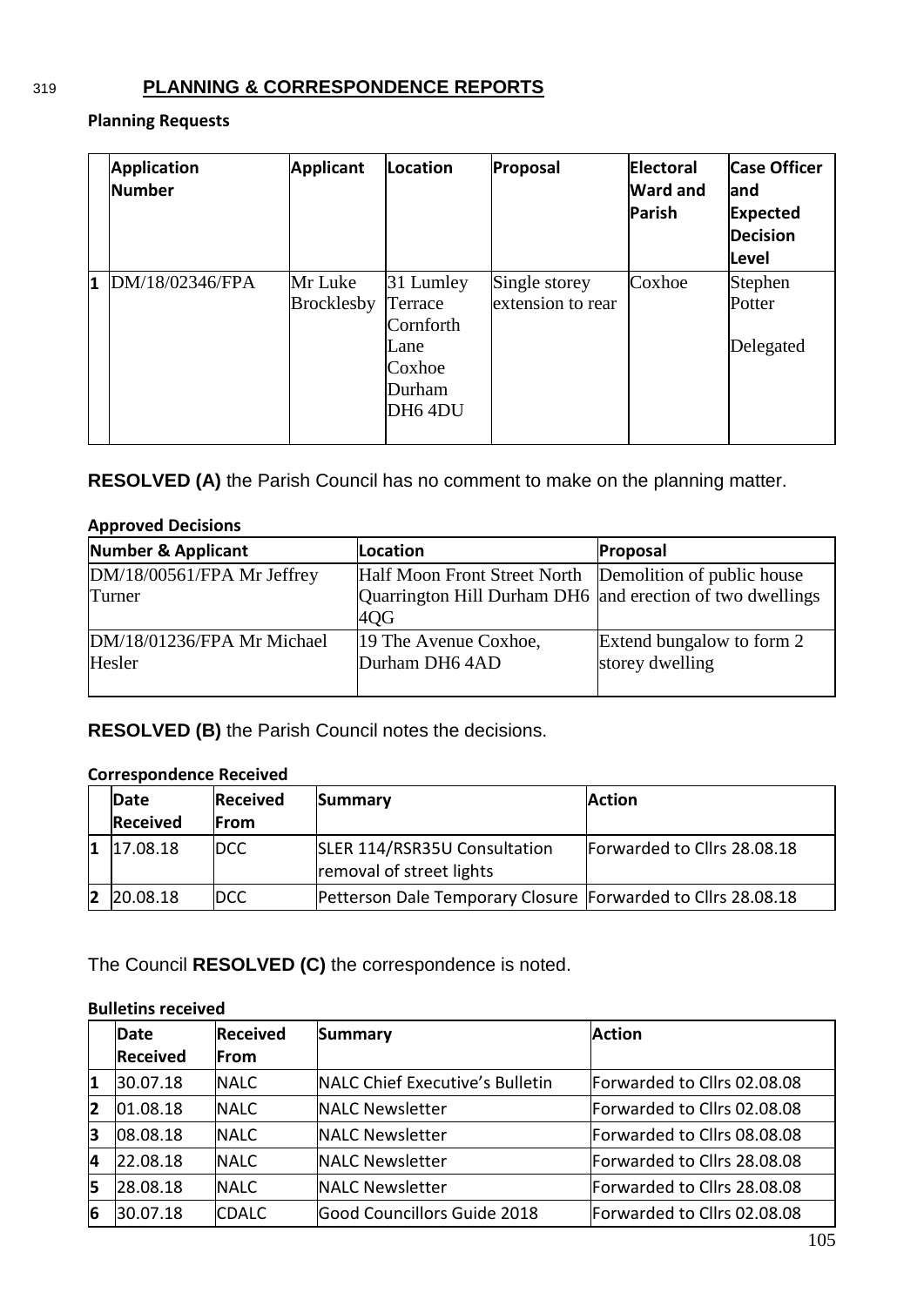319 **PLANNING & CORRESPONDENCE REPORTS**

**Planning Requests**

| | Application Number | Applicant | Location | Proposal | Electoral Ward and Parish | Case Officer and Expected Decision Level |
|---|---|---|---|---|---|---|
| 1 | DM/18/02346/FPA | Mr Luke Brocklesby | 31 Lumley Terrace Cornforth Lane Coxhoe Durham DH6 4DU | Single storey extension to rear | Coxhoe | Stephen Potter<br><br>Delegated |

**RESOLVED (A)** the Parish Council has no comment to make on the planning matter.

**Approved Decisions**

| Number & Applicant | Location | Proposal |
|---|---|---|
| DM/18/00561/FPA Mr Jeffrey Turner | Half Moon Front Street North Quarrington Hill Durham DH6 4QG | Demolition of public house and erection of two dwellings |
| DM/18/01236/FPA Mr Michael Hesler | 19 The Avenue Coxhoe, Durham DH6 4AD | Extend bungalow to form 2 storey dwelling |

**RESOLVED (B)** the Parish Council notes the decisions.

**Correspondence Received**

| | Date Received | Received From | Summary | Action |
|---|---|---|---|---|
| 1 | 17.08.18 | DCC | SLER 114/RSR35U Consultation removal of street lights | Forwarded to Cllrs 28.08.18 |
| 2 | 20.08.18 | DCC | Petterson Dale Temporary Closure | Forwarded to Cllrs 28.08.18 |

The Council **RESOLVED (C)** the correspondence is noted.

**Bulletins received**

| | Date Received | Received From | Summary | Action |
|---|---|---|---|---|
| 1 | 30.07.18 | NALC | NALC Chief Executive's Bulletin | Forwarded to Cllrs 02.08.08 |
| 2 | 01.08.18 | NALC | NALC Newsletter | Forwarded to Cllrs 02.08.08 |
| 3 | 08.08.18 | NALC | NALC Newsletter | Forwarded to Cllrs 08.08.08 |
| 4 | 22.08.18 | NALC | NALC Newsletter | Forwarded to Cllrs 28.08.08 |
| 5 | 28.08.18 | NALC | NALC Newsletter | Forwarded to Cllrs 28.08.08 |
| 6 | 30.07.18 | CDALC | Good Councillors Guide 2018 | Forwarded to Cllrs 02.08.08 |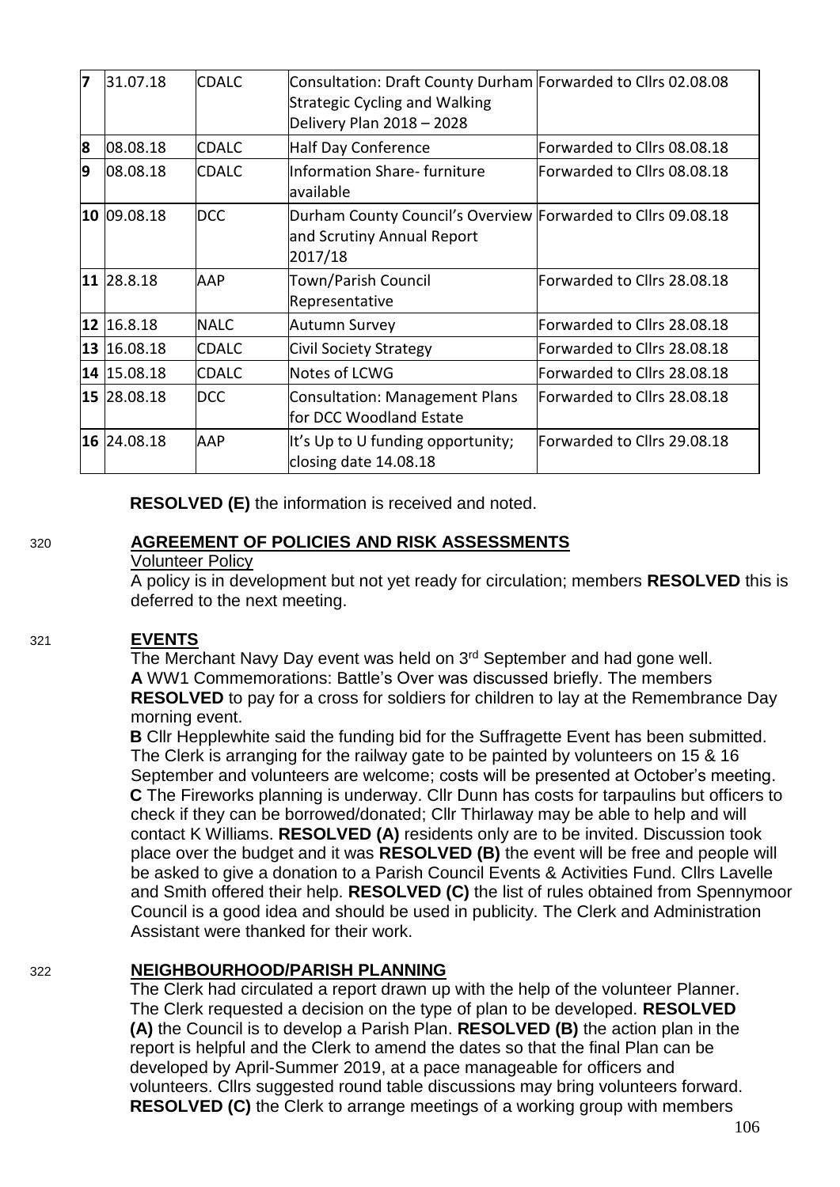| 7 | 31.07.18 | CDALC | Consultation: Draft County Durham Strategic Cycling and Walking Delivery Plan 2018 – 2028 | Forwarded to Cllrs 02.08.08 |
|---|---|---|---|---|
| 8 | 08.08.18 | CDALC | Half Day Conference | Forwarded to Cllrs 08.08.18 |
| 9 | 08.08.18 | CDALC | Information Share- furniture available | Forwarded to Cllrs 08.08.18 |
| 10 | 09.08.18 | DCC | Durham County Council's Overview and Scrutiny Annual Report 2017/18 | Forwarded to Cllrs 09.08.18 |
| 11 | 28.8.18 | AAP | Town/Parish Council Representative | Forwarded to Cllrs 28.08.18 |
| 12 | 16.8.18 | NALC | Autumn Survey | Forwarded to Cllrs 28.08.18 |
| 13 | 16.08.18 | CDALC | Civil Society Strategy | Forwarded to Cllrs 28.08.18 |
| 14 | 15.08.18 | CDALC | Notes of LCWG | Forwarded to Cllrs 28.08.18 |
| 15 | 28.08.18 | DCC | Consultation: Management Plans for DCC Woodland Estate | Forwarded to Cllrs 28.08.18 |
| 16 | 24.08.18 | AAP | It's Up to U funding opportunity; closing date 14.08.18 | Forwarded to Cllrs 29.08.18 |

**RESOLVED (E)** the information is received and noted.

320 **AGREEMENT OF POLICIES AND RISK ASSESSMENTS**

Volunteer Policy

A policy is in development but not yet ready for circulation; members **RESOLVED** this is deferred to the next meeting.

321 **EVENTS**

The Merchant Navy Day event was held on 3rd September and had gone well.

**A** WW1 Commemorations: Battle's Over was discussed briefly. The members **RESOLVED** to pay for a cross for soldiers for children to lay at the Remembrance Day morning event.

**B** Cllr Hepplewhite said the funding bid for the Suffragette Event has been submitted. The Clerk is arranging for the railway gate to be painted by volunteers on 15 & 16 September and volunteers are welcome; costs will be presented at October's meeting.

**C** The Fireworks planning is underway. Cllr Dunn has costs for tarpaulins but officers to check if they can be borrowed/donated; Cllr Thirlaway may be able to help and will contact K Williams. **RESOLVED (A)** residents only are to be invited. Discussion took place over the budget and it was **RESOLVED (B)** the event will be free and people will be asked to give a donation to a Parish Council Events & Activities Fund. Cllrs Lavelle and Smith offered their help. **RESOLVED (C)** the list of rules obtained from Spennymoor Council is a good idea and should be used in publicity. The Clerk and Administration Assistant were thanked for their work.

322 **NEIGHBOURHOOD/PARISH PLANNING**

The Clerk had circulated a report drawn up with the help of the volunteer Planner. The Clerk requested a decision on the type of plan to be developed. **RESOLVED (A)** the Council is to develop a Parish Plan. **RESOLVED (B)** the action plan in the report is helpful and the Clerk to amend the dates so that the final Plan can be developed by April-Summer 2019, at a pace manageable for officers and volunteers. Cllrs suggested round table discussions may bring volunteers forward. **RESOLVED (C)** the Clerk to arrange meetings of a working group with members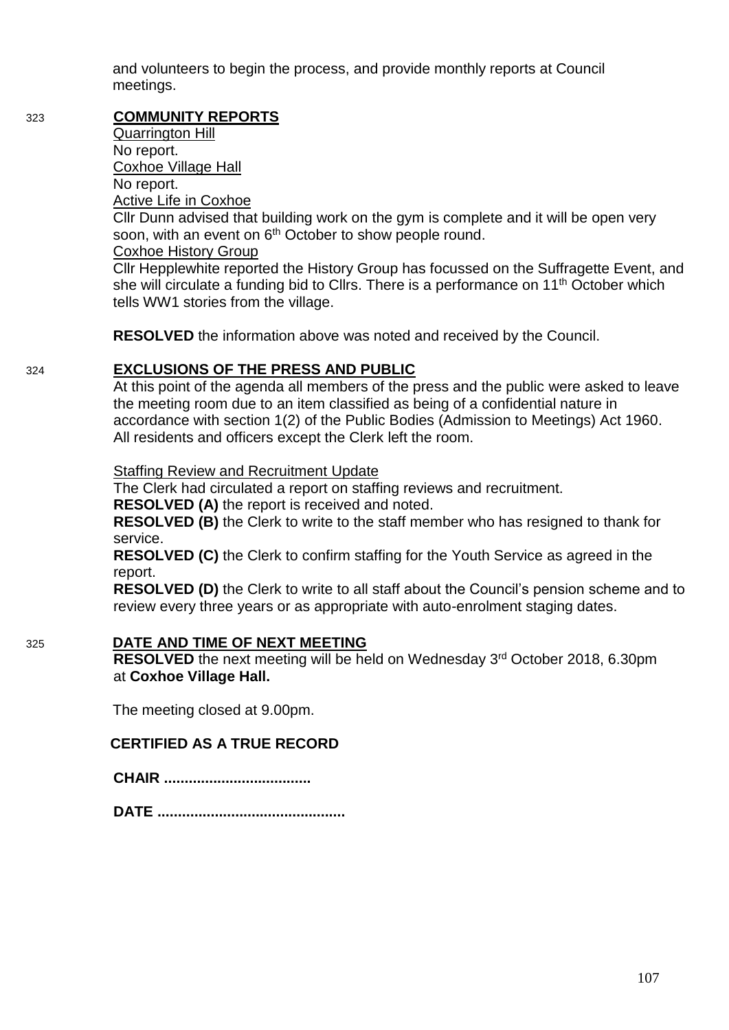and volunteers to begin the process, and provide monthly reports at Council meetings.

323 **COMMUNITY REPORTS**

Quarrington Hill

No report.

Coxhoe Village Hall

No report.

Active Life in Coxhoe

Cllr Dunn advised that building work on the gym is complete and it will be open very soon, with an event on 6th October to show people round.

Coxhoe History Group

Cllr Hepplewhite reported the History Group has focussed on the Suffragette Event, and she will circulate a funding bid to Cllrs. There is a performance on 11th October which tells WW1 stories from the village.

**RESOLVED** the information above was noted and received by the Council.

324 **EXCLUSIONS OF THE PRESS AND PUBLIC**

At this point of the agenda all members of the press and the public were asked to leave the meeting room due to an item classified as being of a confidential nature in accordance with section 1(2) of the Public Bodies (Admission to Meetings) Act 1960. All residents and officers except the Clerk left the room.

Staffing Review and Recruitment Update

The Clerk had circulated a report on staffing reviews and recruitment.

**RESOLVED (A)** the report is received and noted.

**RESOLVED (B)** the Clerk to write to the staff member who has resigned to thank for service.

**RESOLVED (C)** the Clerk to confirm staffing for the Youth Service as agreed in the report.

**RESOLVED (D)** the Clerk to write to all staff about the Council's pension scheme and to review every three years or as appropriate with auto-enrolment staging dates.

325 **DATE AND TIME OF NEXT MEETING**

**RESOLVED** the next meeting will be held on Wednesday 3rd October 2018, 6.30pm at **Coxhoe Village Hall.**

The meeting closed at 9.00pm.

**CERTIFIED AS A TRUE RECORD**

**CHAIR ...................................**

**DATE .............................................**